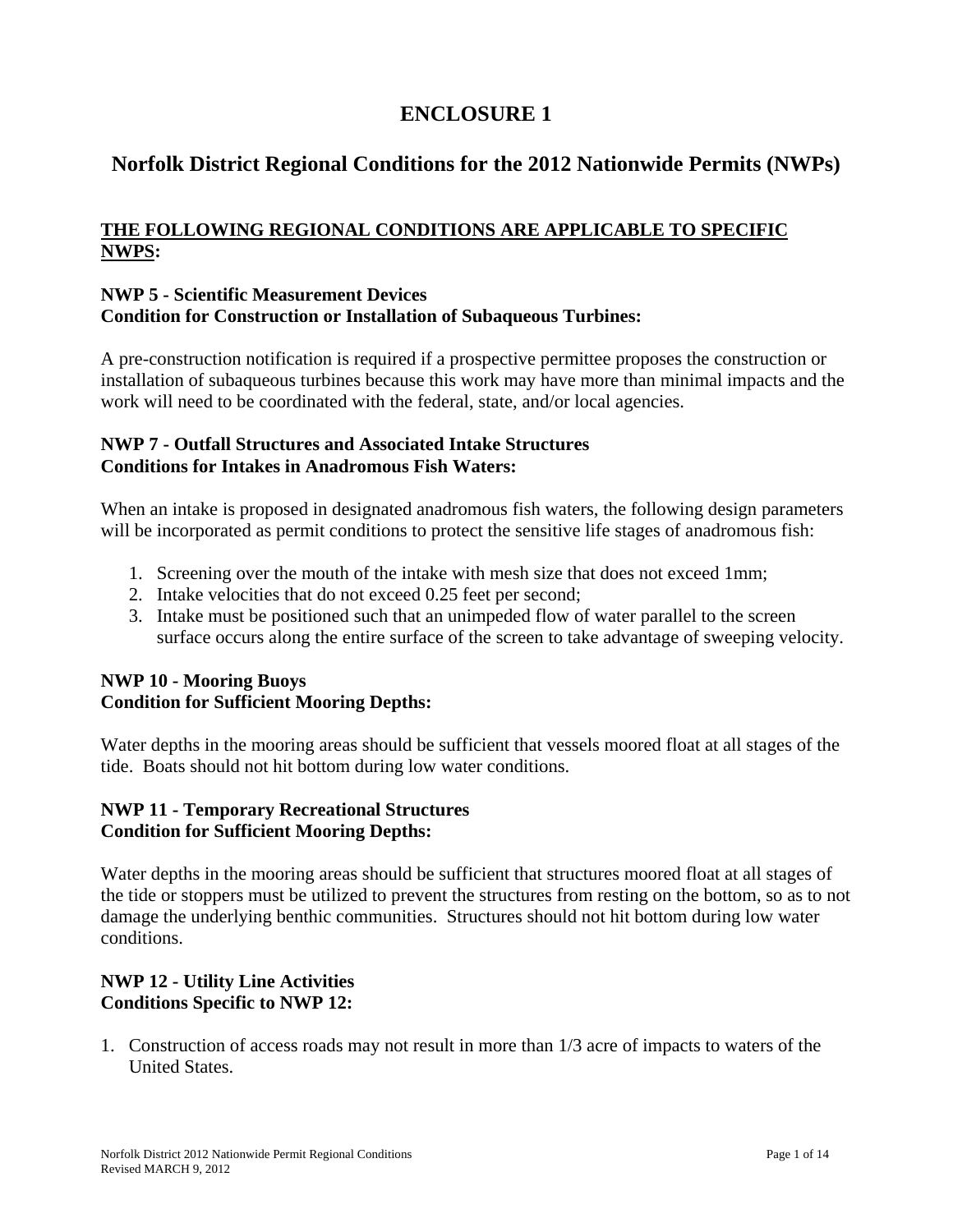# ENCLOSURE 1

## Norfolk District Regional Conditions for the 2012 Nationwide Permits (NWPs)

**<u>THE FOLLOWING REGIONAL CONDITIONS ARE APPLICABLE TO SPECIFIC NWPS</u>:**

**NWP 5 - Scientific Measurement Devices**
**Condition for Construction or Installation of Subaqueous Turbines:**

A pre-construction notification is required if a prospective permittee proposes the construction or installation of subaqueous turbines because this work may have more than minimal impacts and the work will need to be coordinated with the federal, state, and/or local agencies.

**NWP 7 - Outfall Structures and Associated Intake Structures**
**Conditions for Intakes in Anadromous Fish Waters:**

When an intake is proposed in designated anadromous fish waters, the following design parameters will be incorporated as permit conditions to protect the sensitive life stages of anadromous fish:

1. Screening over the mouth of the intake with mesh size that does not exceed 1mm;
2. Intake velocities that do not exceed 0.25 feet per second;
3. Intake must be positioned such that an unimpeded flow of water parallel to the screen surface occurs along the entire surface of the screen to take advantage of sweeping velocity.

**NWP 10 - Mooring Buoys**
**Condition for Sufficient Mooring Depths:**

Water depths in the mooring areas should be sufficient that vessels moored float at all stages of the tide. Boats should not hit bottom during low water conditions.

**NWP 11 - Temporary Recreational Structures**
**Condition for Sufficient Mooring Depths:**

Water depths in the mooring areas should be sufficient that structures moored float at all stages of the tide or stoppers must be utilized to prevent the structures from resting on the bottom, so as to not damage the underlying benthic communities. Structures should not hit bottom during low water conditions.

**NWP 12 - Utility Line Activities**
**Conditions Specific to NWP 12:**

1. Construction of access roads may not result in more than 1/3 acre of impacts to waters of the United States.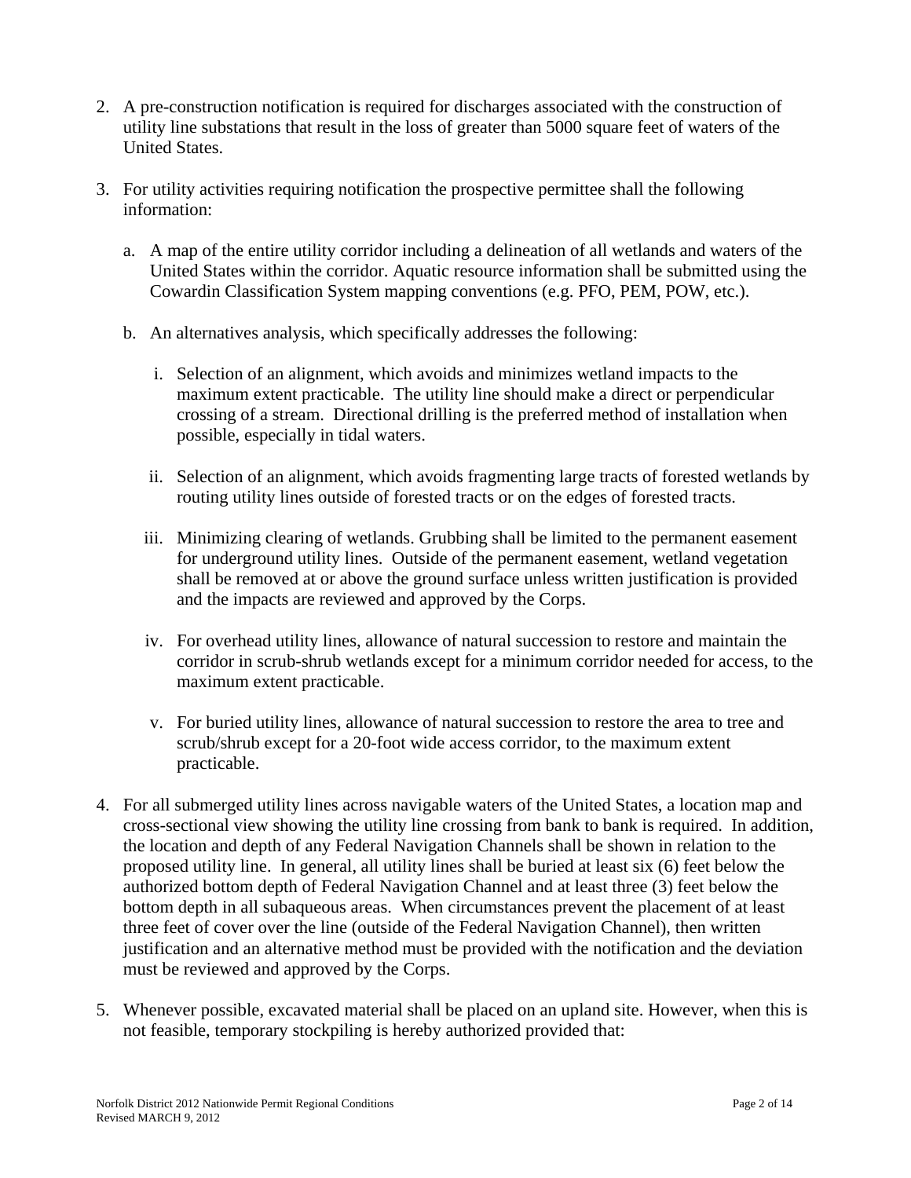2. A pre-construction notification is required for discharges associated with the construction of utility line substations that result in the loss of greater than 5000 square feet of waters of the United States.

3. For utility activities requiring notification the prospective permittee shall the following information:

   a. A map of the entire utility corridor including a delineation of all wetlands and waters of the United States within the corridor. Aquatic resource information shall be submitted using the Cowardin Classification System mapping conventions (e.g. PFO, PEM, POW, etc.).

   b. An alternatives analysis, which specifically addresses the following:

      i. Selection of an alignment, which avoids and minimizes wetland impacts to the maximum extent practicable. The utility line should make a direct or perpendicular crossing of a stream. Directional drilling is the preferred method of installation when possible, especially in tidal waters.

      ii. Selection of an alignment, which avoids fragmenting large tracts of forested wetlands by routing utility lines outside of forested tracts or on the edges of forested tracts.

      iii. Minimizing clearing of wetlands. Grubbing shall be limited to the permanent easement for underground utility lines. Outside of the permanent easement, wetland vegetation shall be removed at or above the ground surface unless written justification is provided and the impacts are reviewed and approved by the Corps.

      iv. For overhead utility lines, allowance of natural succession to restore and maintain the corridor in scrub-shrub wetlands except for a minimum corridor needed for access, to the maximum extent practicable.

      v. For buried utility lines, allowance of natural succession to restore the area to tree and scrub/shrub except for a 20-foot wide access corridor, to the maximum extent practicable.

4. For all submerged utility lines across navigable waters of the United States, a location map and cross-sectional view showing the utility line crossing from bank to bank is required. In addition, the location and depth of any Federal Navigation Channels shall be shown in relation to the proposed utility line. In general, all utility lines shall be buried at least six (6) feet below the authorized bottom depth of Federal Navigation Channel and at least three (3) feet below the bottom depth in all subaqueous areas. When circumstances prevent the placement of at least three feet of cover over the line (outside of the Federal Navigation Channel), then written justification and an alternative method must be provided with the notification and the deviation must be reviewed and approved by the Corps.

5. Whenever possible, excavated material shall be placed on an upland site. However, when this is not feasible, temporary stockpiling is hereby authorized provided that: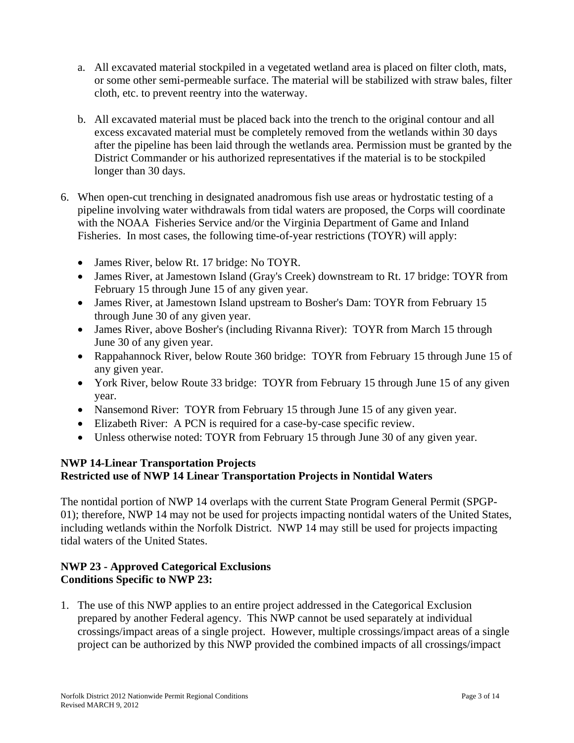a. All excavated material stockpiled in a vegetated wetland area is placed on filter cloth, mats, or some other semi-permeable surface. The material will be stabilized with straw bales, filter cloth, etc. to prevent reentry into the waterway.

   b. All excavated material must be placed back into the trench to the original contour and all excess excavated material must be completely removed from the wetlands within 30 days after the pipeline has been laid through the wetlands area. Permission must be granted by the District Commander or his authorized representatives if the material is to be stockpiled longer than 30 days.

6. When open-cut trenching in designated anadromous fish use areas or hydrostatic testing of a pipeline involving water withdrawals from tidal waters are proposed, the Corps will coordinate with the NOAA Fisheries Service and/or the Virginia Department of Game and Inland Fisheries. In most cases, the following time-of-year restrictions (TOYR) will apply:

   - James River, below Rt. 17 bridge: No TOYR.
   - James River, at Jamestown Island (Gray's Creek) downstream to Rt. 17 bridge: TOYR from February 15 through June 15 of any given year.
   - James River, at Jamestown Island upstream to Bosher's Dam: TOYR from February 15 through June 30 of any given year.
   - James River, above Bosher's (including Rivanna River): TOYR from March 15 through June 30 of any given year.
   - Rappahannock River, below Route 360 bridge: TOYR from February 15 through June 15 of any given year.
   - York River, below Route 33 bridge: TOYR from February 15 through June 15 of any given year.
   - Nansemond River: TOYR from February 15 through June 15 of any given year.
   - Elizabeth River: A PCN is required for a case-by-case specific review.
   - Unless otherwise noted: TOYR from February 15 through June 30 of any given year.

**NWP 14-Linear Transportation Projects**
**Restricted use of NWP 14 Linear Transportation Projects in Nontidal Waters**

The nontidal portion of NWP 14 overlaps with the current State Program General Permit (SPGP-01); therefore, NWP 14 may not be used for projects impacting nontidal waters of the United States, including wetlands within the Norfolk District. NWP 14 may still be used for projects impacting tidal waters of the United States.

**NWP 23 - Approved Categorical Exclusions**
**Conditions Specific to NWP 23:**

1. The use of this NWP applies to an entire project addressed in the Categorical Exclusion prepared by another Federal agency. This NWP cannot be used separately at individual crossings/impact areas of a single project. However, multiple crossings/impact areas of a single project can be authorized by this NWP provided the combined impacts of all crossings/impact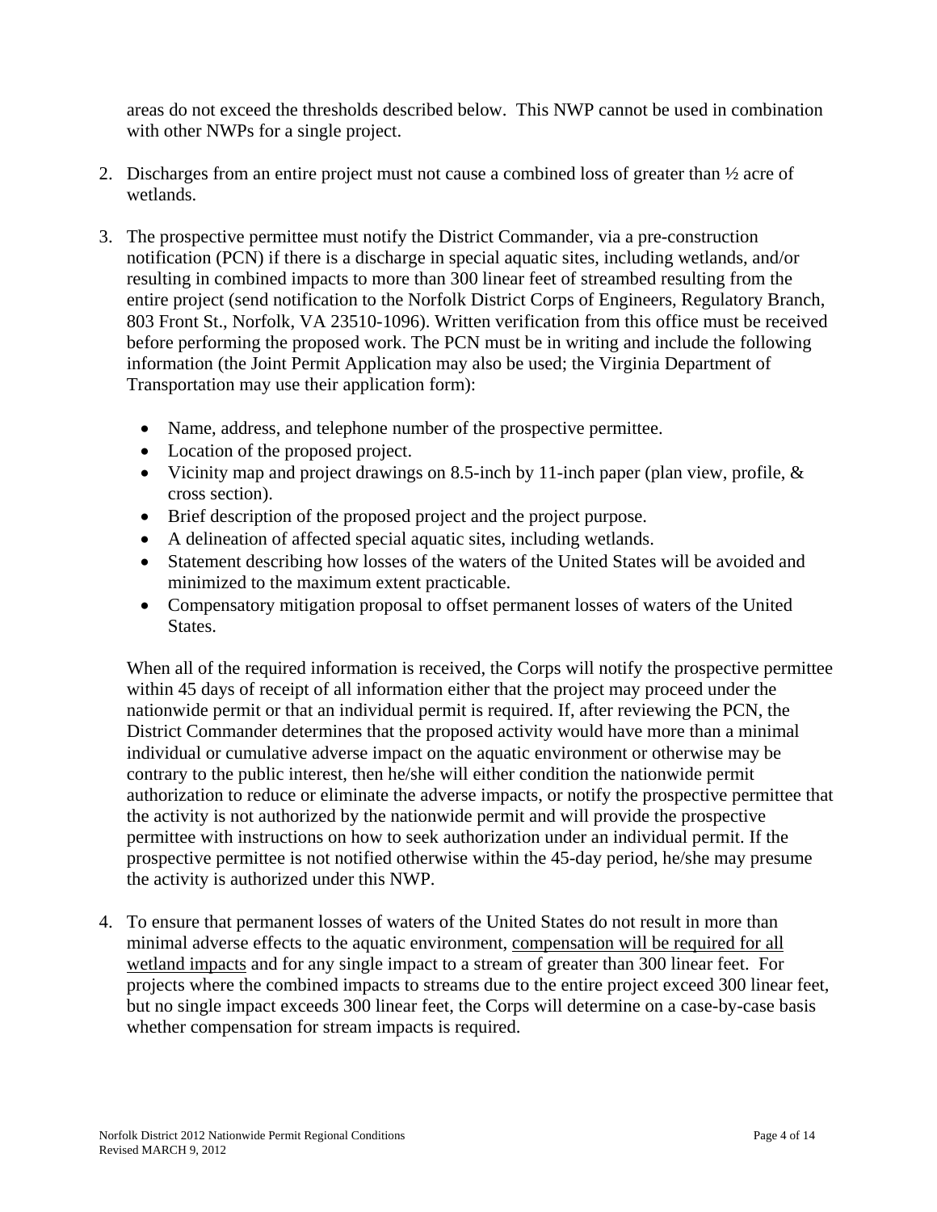areas do not exceed the thresholds described below. This NWP cannot be used in combination with other NWPs for a single project.

2. Discharges from an entire project must not cause a combined loss of greater than ½ acre of wetlands.

3. The prospective permittee must notify the District Commander, via a pre-construction notification (PCN) if there is a discharge in special aquatic sites, including wetlands, and/or resulting in combined impacts to more than 300 linear feet of streambed resulting from the entire project (send notification to the Norfolk District Corps of Engineers, Regulatory Branch, 803 Front St., Norfolk, VA 23510-1096). Written verification from this office must be received before performing the proposed work. The PCN must be in writing and include the following information (the Joint Permit Application may also be used; the Virginia Department of Transportation may use their application form):

   - Name, address, and telephone number of the prospective permittee.
   - Location of the proposed project.
   - Vicinity map and project drawings on 8.5-inch by 11-inch paper (plan view, profile, & cross section).
   - Brief description of the proposed project and the project purpose.
   - A delineation of affected special aquatic sites, including wetlands.
   - Statement describing how losses of the waters of the United States will be avoided and minimized to the maximum extent practicable.
   - Compensatory mitigation proposal to offset permanent losses of waters of the United States.

   When all of the required information is received, the Corps will notify the prospective permittee within 45 days of receipt of all information either that the project may proceed under the nationwide permit or that an individual permit is required. If, after reviewing the PCN, the District Commander determines that the proposed activity would have more than a minimal individual or cumulative adverse impact on the aquatic environment or otherwise may be contrary to the public interest, then he/she will either condition the nationwide permit authorization to reduce or eliminate the adverse impacts, or notify the prospective permittee that the activity is not authorized by the nationwide permit and will provide the prospective permittee with instructions on how to seek authorization under an individual permit. If the prospective permittee is not notified otherwise within the 45-day period, he/she may presume the activity is authorized under this NWP.

4. To ensure that permanent losses of waters of the United States do not result in more than minimal adverse effects to the aquatic environment, <u>compensation will be required for all wetland impacts</u> and for any single impact to a stream of greater than 300 linear feet. For projects where the combined impacts to streams due to the entire project exceed 300 linear feet, but no single impact exceeds 300 linear feet, the Corps will determine on a case-by-case basis whether compensation for stream impacts is required.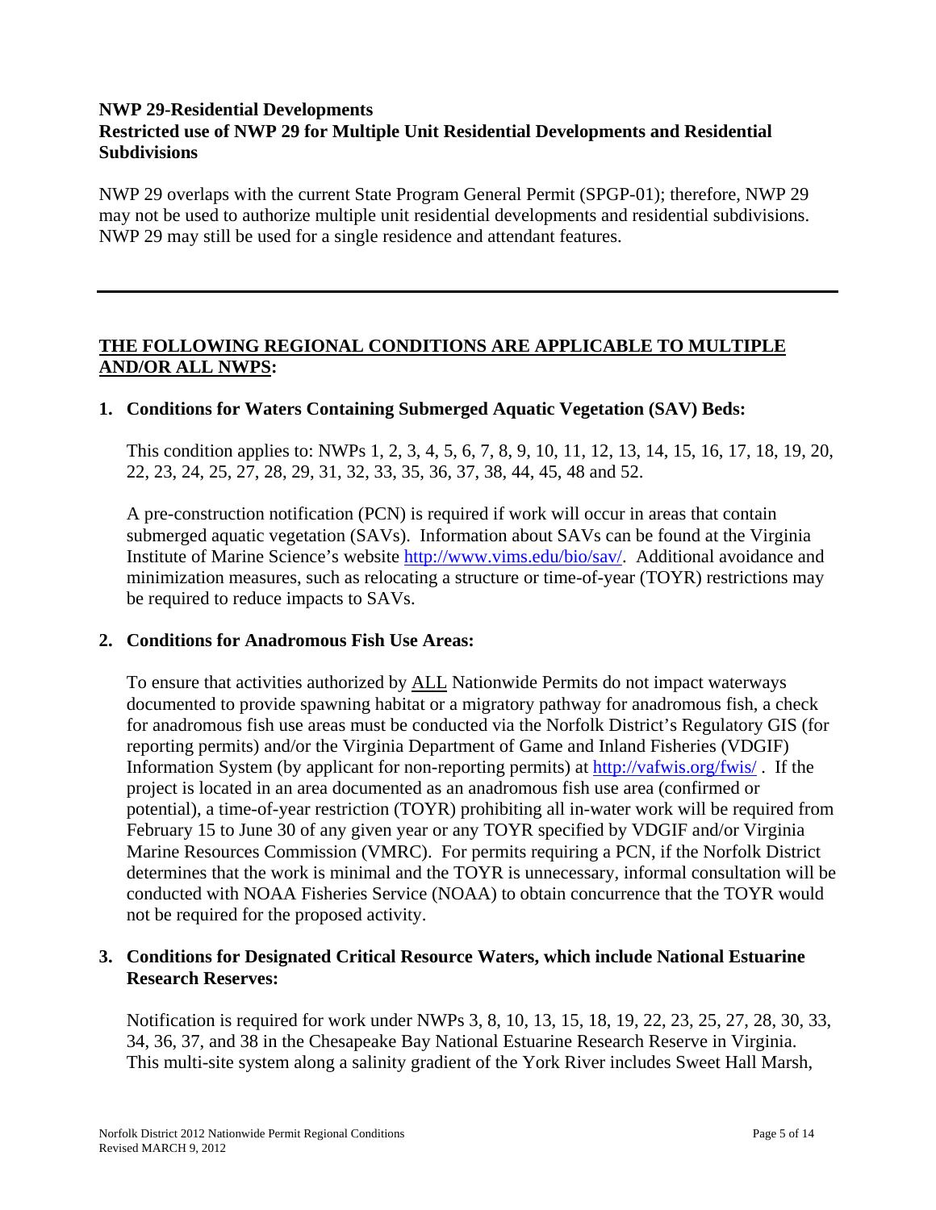**NWP 29-Residential Developments**
**Restricted use of NWP 29 for Multiple Unit Residential Developments and Residential Subdivisions**

NWP 29 overlaps with the current State Program General Permit (SPGP-01); therefore, NWP 29 may not be used to authorize multiple unit residential developments and residential subdivisions. NWP 29 may still be used for a single residence and attendant features.

---

## THE FOLLOWING REGIONAL CONDITIONS ARE APPLICABLE TO MULTIPLE AND/OR ALL NWPS:

### 1. Conditions for Waters Containing Submerged Aquatic Vegetation (SAV) Beds:

This condition applies to: NWPs 1, 2, 3, 4, 5, 6, 7, 8, 9, 10, 11, 12, 13, 14, 15, 16, 17, 18, 19, 20, 22, 23, 24, 25, 27, 28, 29, 31, 32, 33, 35, 36, 37, 38, 44, 45, 48 and 52.

A pre-construction notification (PCN) is required if work will occur in areas that contain submerged aquatic vegetation (SAVs). Information about SAVs can be found at the Virginia Institute of Marine Science's website http://www.vims.edu/bio/sav/. Additional avoidance and minimization measures, such as relocating a structure or time-of-year (TOYR) restrictions may be required to reduce impacts to SAVs.

### 2. Conditions for Anadromous Fish Use Areas:

To ensure that activities authorized by ALL Nationwide Permits do not impact waterways documented to provide spawning habitat or a migratory pathway for anadromous fish, a check for anadromous fish use areas must be conducted via the Norfolk District's Regulatory GIS (for reporting permits) and/or the Virginia Department of Game and Inland Fisheries (VDGIF) Information System (by applicant for non-reporting permits) at http://vafwis.org/fwis/ . If the project is located in an area documented as an anadromous fish use area (confirmed or potential), a time-of-year restriction (TOYR) prohibiting all in-water work will be required from February 15 to June 30 of any given year or any TOYR specified by VDGIF and/or Virginia Marine Resources Commission (VMRC). For permits requiring a PCN, if the Norfolk District determines that the work is minimal and the TOYR is unnecessary, informal consultation will be conducted with NOAA Fisheries Service (NOAA) to obtain concurrence that the TOYR would not be required for the proposed activity.

### 3. Conditions for Designated Critical Resource Waters, which include National Estuarine Research Reserves:

Notification is required for work under NWPs 3, 8, 10, 13, 15, 18, 19, 22, 23, 25, 27, 28, 30, 33, 34, 36, 37, and 38 in the Chesapeake Bay National Estuarine Research Reserve in Virginia. This multi-site system along a salinity gradient of the York River includes Sweet Hall Marsh,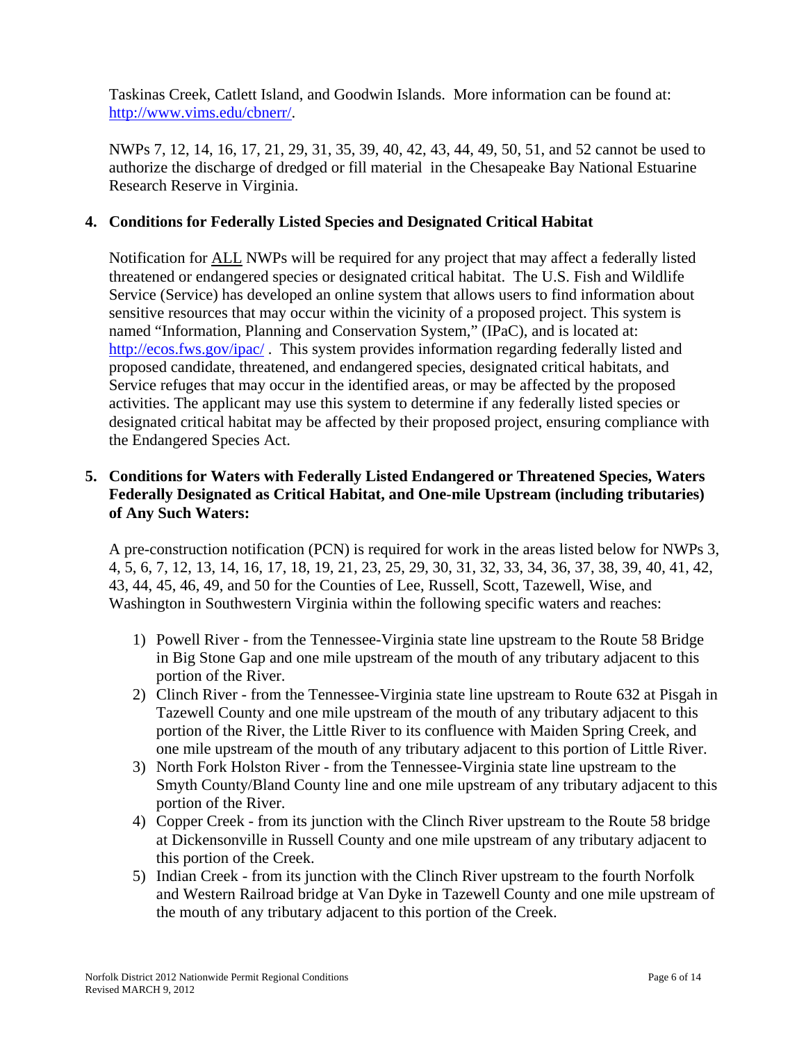Taskinas Creek, Catlett Island, and Goodwin Islands. More information can be found at: http://www.vims.edu/cbnerr/.

NWPs 7, 12, 14, 16, 17, 21, 29, 31, 35, 39, 40, 42, 43, 44, 49, 50, 51, and 52 cannot be used to authorize the discharge of dredged or fill material in the Chesapeake Bay National Estuarine Research Reserve in Virginia.

## 4. Conditions for Federally Listed Species and Designated Critical Habitat

Notification for ALL NWPs will be required for any project that may affect a federally listed threatened or endangered species or designated critical habitat. The U.S. Fish and Wildlife Service (Service) has developed an online system that allows users to find information about sensitive resources that may occur within the vicinity of a proposed project. This system is named "Information, Planning and Conservation System," (IPaC), and is located at: http://ecos.fws.gov/ipac/ . This system provides information regarding federally listed and proposed candidate, threatened, and endangered species, designated critical habitats, and Service refuges that may occur in the identified areas, or may be affected by the proposed activities. The applicant may use this system to determine if any federally listed species or designated critical habitat may be affected by their proposed project, ensuring compliance with the Endangered Species Act.

## 5. Conditions for Waters with Federally Listed Endangered or Threatened Species, Waters Federally Designated as Critical Habitat, and One-mile Upstream (including tributaries) of Any Such Waters:

A pre-construction notification (PCN) is required for work in the areas listed below for NWPs 3, 4, 5, 6, 7, 12, 13, 14, 16, 17, 18, 19, 21, 23, 25, 29, 30, 31, 32, 33, 34, 36, 37, 38, 39, 40, 41, 42, 43, 44, 45, 46, 49, and 50 for the Counties of Lee, Russell, Scott, Tazewell, Wise, and Washington in Southwestern Virginia within the following specific waters and reaches:

1) Powell River - from the Tennessee-Virginia state line upstream to the Route 58 Bridge in Big Stone Gap and one mile upstream of the mouth of any tributary adjacent to this portion of the River.
2) Clinch River - from the Tennessee-Virginia state line upstream to Route 632 at Pisgah in Tazewell County and one mile upstream of the mouth of any tributary adjacent to this portion of the River, the Little River to its confluence with Maiden Spring Creek, and one mile upstream of the mouth of any tributary adjacent to this portion of Little River.
3) North Fork Holston River - from the Tennessee-Virginia state line upstream to the Smyth County/Bland County line and one mile upstream of any tributary adjacent to this portion of the River.
4) Copper Creek - from its junction with the Clinch River upstream to the Route 58 bridge at Dickensonville in Russell County and one mile upstream of any tributary adjacent to this portion of the Creek.
5) Indian Creek - from its junction with the Clinch River upstream to the fourth Norfolk and Western Railroad bridge at Van Dyke in Tazewell County and one mile upstream of the mouth of any tributary adjacent to this portion of the Creek.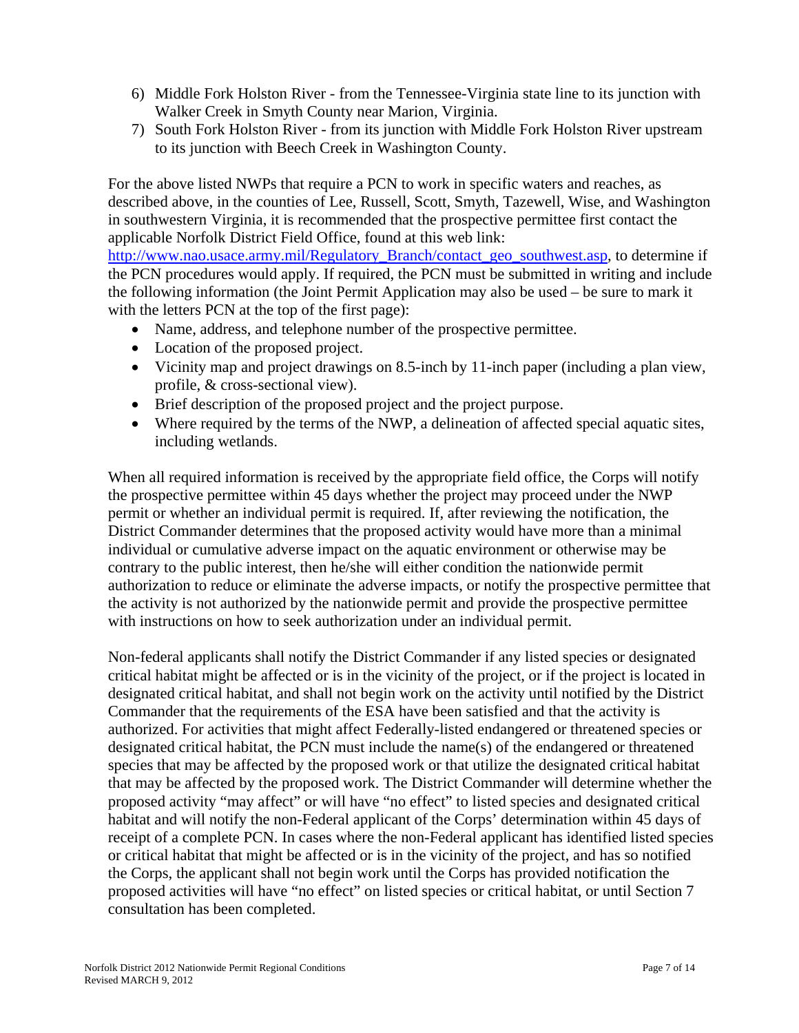6) Middle Fork Holston River - from the Tennessee-Virginia state line to its junction with Walker Creek in Smyth County near Marion, Virginia.
7) South Fork Holston River - from its junction with Middle Fork Holston River upstream to its junction with Beech Creek in Washington County.

For the above listed NWPs that require a PCN to work in specific waters and reaches, as described above, in the counties of Lee, Russell, Scott, Smyth, Tazewell, Wise, and Washington in southwestern Virginia, it is recommended that the prospective permittee first contact the applicable Norfolk District Field Office, found at this web link: [http://www.nao.usace.army.mil/Regulatory_Branch/contact_geo_southwest.asp](http://www.nao.usace.army.mil/Regulatory_Branch/contact_geo_southwest.asp), to determine if the PCN procedures would apply. If required, the PCN must be submitted in writing and include the following information (the Joint Permit Application may also be used – be sure to mark it with the letters PCN at the top of the first page):

- Name, address, and telephone number of the prospective permittee.
- Location of the proposed project.
- Vicinity map and project drawings on 8.5-inch by 11-inch paper (including a plan view, profile, & cross-sectional view).
- Brief description of the proposed project and the project purpose.
- Where required by the terms of the NWP, a delineation of affected special aquatic sites, including wetlands.

When all required information is received by the appropriate field office, the Corps will notify the prospective permittee within 45 days whether the project may proceed under the NWP permit or whether an individual permit is required. If, after reviewing the notification, the District Commander determines that the proposed activity would have more than a minimal individual or cumulative adverse impact on the aquatic environment or otherwise may be contrary to the public interest, then he/she will either condition the nationwide permit authorization to reduce or eliminate the adverse impacts, or notify the prospective permittee that the activity is not authorized by the nationwide permit and provide the prospective permittee with instructions on how to seek authorization under an individual permit.

Non-federal applicants shall notify the District Commander if any listed species or designated critical habitat might be affected or is in the vicinity of the project, or if the project is located in designated critical habitat, and shall not begin work on the activity until notified by the District Commander that the requirements of the ESA have been satisfied and that the activity is authorized. For activities that might affect Federally-listed endangered or threatened species or designated critical habitat, the PCN must include the name(s) of the endangered or threatened species that may be affected by the proposed work or that utilize the designated critical habitat that may be affected by the proposed work. The District Commander will determine whether the proposed activity "may affect" or will have "no effect" to listed species and designated critical habitat and will notify the non-Federal applicant of the Corps' determination within 45 days of receipt of a complete PCN. In cases where the non-Federal applicant has identified listed species or critical habitat that might be affected or is in the vicinity of the project, and has so notified the Corps, the applicant shall not begin work until the Corps has provided notification the proposed activities will have "no effect" on listed species or critical habitat, or until Section 7 consultation has been completed.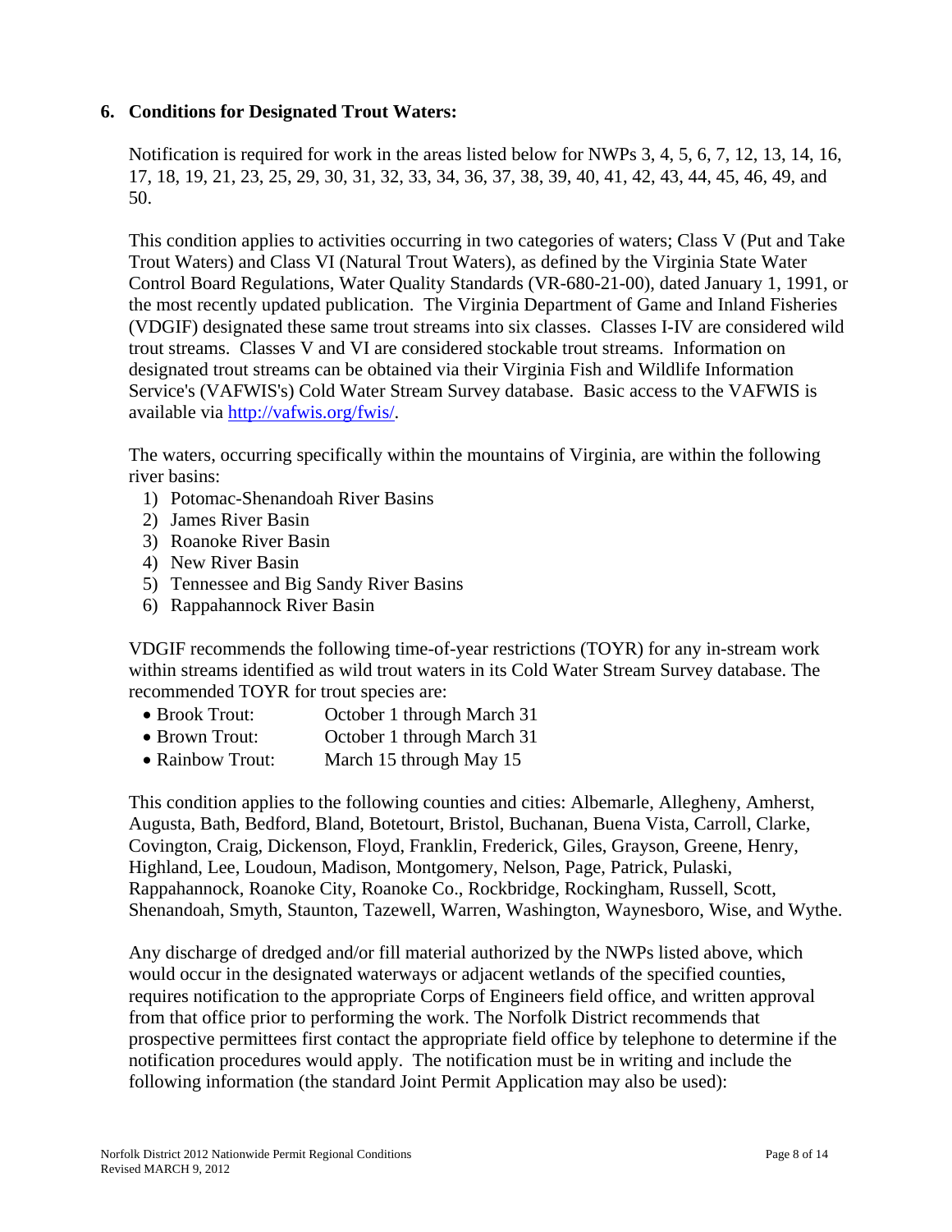### 6. Conditions for Designated Trout Waters:

Notification is required for work in the areas listed below for NWPs 3, 4, 5, 6, 7, 12, 13, 14, 16, 17, 18, 19, 21, 23, 25, 29, 30, 31, 32, 33, 34, 36, 37, 38, 39, 40, 41, 42, 43, 44, 45, 46, 49, and 50.

This condition applies to activities occurring in two categories of waters; Class V (Put and Take Trout Waters) and Class VI (Natural Trout Waters), as defined by the Virginia State Water Control Board Regulations, Water Quality Standards (VR-680-21-00), dated January 1, 1991, or the most recently updated publication. The Virginia Department of Game and Inland Fisheries (VDGIF) designated these same trout streams into six classes. Classes I-IV are considered wild trout streams. Classes V and VI are considered stockable trout streams. Information on designated trout streams can be obtained via their Virginia Fish and Wildlife Information Service's (VAFWIS's) Cold Water Stream Survey database. Basic access to the VAFWIS is available via [http://vafwis.org/fwis/](http://vafwis.org/fwis/).

The waters, occurring specifically within the mountains of Virginia, are within the following river basins:

1) Potomac-Shenandoah River Basins
2) James River Basin
3) Roanoke River Basin
4) New River Basin
5) Tennessee and Big Sandy River Basins
6) Rappahannock River Basin

VDGIF recommends the following time-of-year restrictions (TOYR) for any in-stream work within streams identified as wild trout waters in its Cold Water Stream Survey database. The recommended TOYR for trout species are:

- Brook Trout: October 1 through March 31
- Brown Trout: October 1 through March 31
- Rainbow Trout: March 15 through May 15

This condition applies to the following counties and cities: Albemarle, Allegheny, Amherst, Augusta, Bath, Bedford, Bland, Botetourt, Bristol, Buchanan, Buena Vista, Carroll, Clarke, Covington, Craig, Dickenson, Floyd, Franklin, Frederick, Giles, Grayson, Greene, Henry, Highland, Lee, Loudoun, Madison, Montgomery, Nelson, Page, Patrick, Pulaski, Rappahannock, Roanoke City, Roanoke Co., Rockbridge, Rockingham, Russell, Scott, Shenandoah, Smyth, Staunton, Tazewell, Warren, Washington, Waynesboro, Wise, and Wythe.

Any discharge of dredged and/or fill material authorized by the NWPs listed above, which would occur in the designated waterways or adjacent wetlands of the specified counties, requires notification to the appropriate Corps of Engineers field office, and written approval from that office prior to performing the work. The Norfolk District recommends that prospective permittees first contact the appropriate field office by telephone to determine if the notification procedures would apply. The notification must be in writing and include the following information (the standard Joint Permit Application may also be used):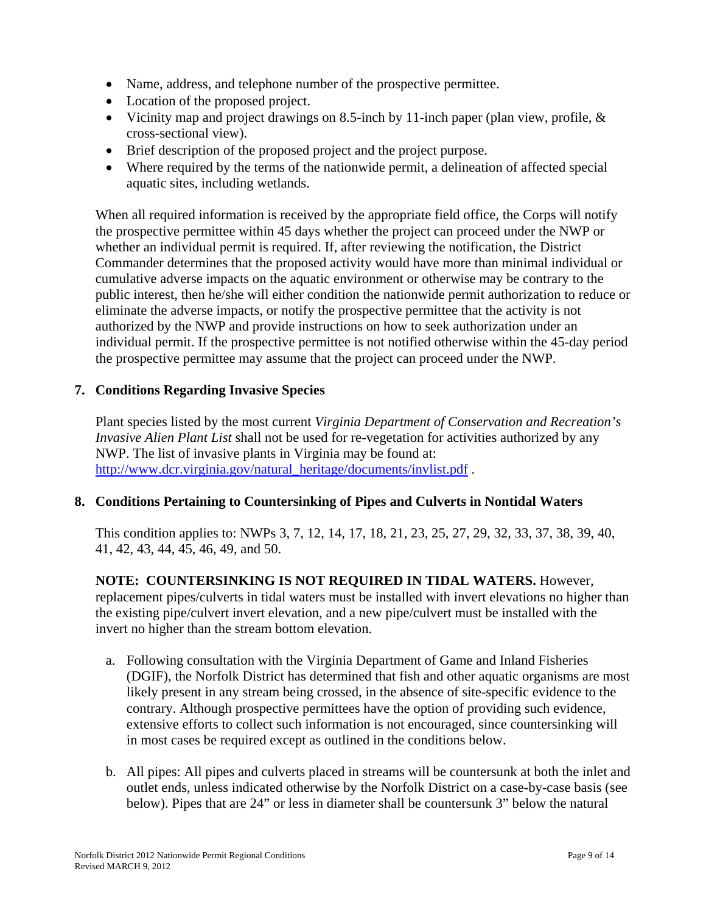- Name, address, and telephone number of the prospective permittee.
- Location of the proposed project.
- Vicinity map and project drawings on 8.5-inch by 11-inch paper (plan view, profile, & cross-sectional view).
- Brief description of the proposed project and the project purpose.
- Where required by the terms of the nationwide permit, a delineation of affected special aquatic sites, including wetlands.

When all required information is received by the appropriate field office, the Corps will notify the prospective permittee within 45 days whether the project can proceed under the NWP or whether an individual permit is required. If, after reviewing the notification, the District Commander determines that the proposed activity would have more than minimal individual or cumulative adverse impacts on the aquatic environment or otherwise may be contrary to the public interest, then he/she will either condition the nationwide permit authorization to reduce or eliminate the adverse impacts, or notify the prospective permittee that the activity is not authorized by the NWP and provide instructions on how to seek authorization under an individual permit. If the prospective permittee is not notified otherwise within the 45-day period the prospective permittee may assume that the project can proceed under the NWP.

### 7. Conditions Regarding Invasive Species

Plant species listed by the most current *Virginia Department of Conservation and Recreation's Invasive Alien Plant List* shall not be used for re-vegetation for activities authorized by any NWP. The list of invasive plants in Virginia may be found at: http://www.dcr.virginia.gov/natural_heritage/documents/invlist.pdf .

### 8. Conditions Pertaining to Countersinking of Pipes and Culverts in Nontidal Waters

This condition applies to: NWPs 3, 7, 12, 14, 17, 18, 21, 23, 25, 27, 29, 32, 33, 37, 38, 39, 40, 41, 42, 43, 44, 45, 46, 49, and 50.

**NOTE: COUNTERSINKING IS NOT REQUIRED IN TIDAL WATERS.** However, replacement pipes/culverts in tidal waters must be installed with invert elevations no higher than the existing pipe/culvert invert elevation, and a new pipe/culvert must be installed with the invert no higher than the stream bottom elevation.

a. Following consultation with the Virginia Department of Game and Inland Fisheries (DGIF), the Norfolk District has determined that fish and other aquatic organisms are most likely present in any stream being crossed, in the absence of site-specific evidence to the contrary. Although prospective permittees have the option of providing such evidence, extensive efforts to collect such information is not encouraged, since countersinking will in most cases be required except as outlined in the conditions below.

b. All pipes: All pipes and culverts placed in streams will be countersunk at both the inlet and outlet ends, unless indicated otherwise by the Norfolk District on a case-by-case basis (see below). Pipes that are 24" or less in diameter shall be countersunk 3" below the natural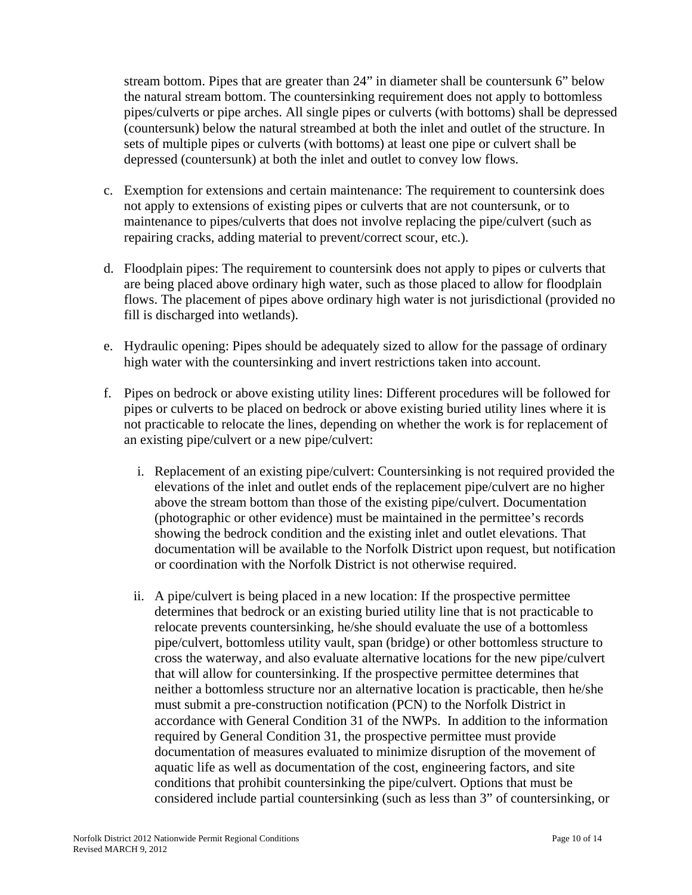stream bottom. Pipes that are greater than 24" in diameter shall be countersunk 6" below the natural stream bottom. The countersinking requirement does not apply to bottomless pipes/culverts or pipe arches. All single pipes or culverts (with bottoms) shall be depressed (countersunk) below the natural streambed at both the inlet and outlet of the structure. In sets of multiple pipes or culverts (with bottoms) at least one pipe or culvert shall be depressed (countersunk) at both the inlet and outlet to convey low flows.

c. Exemption for extensions and certain maintenance: The requirement to countersink does not apply to extensions of existing pipes or culverts that are not countersunk, or to maintenance to pipes/culverts that does not involve replacing the pipe/culvert (such as repairing cracks, adding material to prevent/correct scour, etc.).

d. Floodplain pipes: The requirement to countersink does not apply to pipes or culverts that are being placed above ordinary high water, such as those placed to allow for floodplain flows. The placement of pipes above ordinary high water is not jurisdictional (provided no fill is discharged into wetlands).

e. Hydraulic opening: Pipes should be adequately sized to allow for the passage of ordinary high water with the countersinking and invert restrictions taken into account.

f. Pipes on bedrock or above existing utility lines: Different procedures will be followed for pipes or culverts to be placed on bedrock or above existing buried utility lines where it is not practicable to relocate the lines, depending on whether the work is for replacement of an existing pipe/culvert or a new pipe/culvert:

   i. Replacement of an existing pipe/culvert: Countersinking is not required provided the elevations of the inlet and outlet ends of the replacement pipe/culvert are no higher above the stream bottom than those of the existing pipe/culvert. Documentation (photographic or other evidence) must be maintained in the permittee's records showing the bedrock condition and the existing inlet and outlet elevations. That documentation will be available to the Norfolk District upon request, but notification or coordination with the Norfolk District is not otherwise required.

   ii. A pipe/culvert is being placed in a new location: If the prospective permittee determines that bedrock or an existing buried utility line that is not practicable to relocate prevents countersinking, he/she should evaluate the use of a bottomless pipe/culvert, bottomless utility vault, span (bridge) or other bottomless structure to cross the waterway, and also evaluate alternative locations for the new pipe/culvert that will allow for countersinking. If the prospective permittee determines that neither a bottomless structure nor an alternative location is practicable, then he/she must submit a pre-construction notification (PCN) to the Norfolk District in accordance with General Condition 31 of the NWPs. In addition to the information required by General Condition 31, the prospective permittee must provide documentation of measures evaluated to minimize disruption of the movement of aquatic life as well as documentation of the cost, engineering factors, and site conditions that prohibit countersinking the pipe/culvert. Options that must be considered include partial countersinking (such as less than 3" of countersinking, or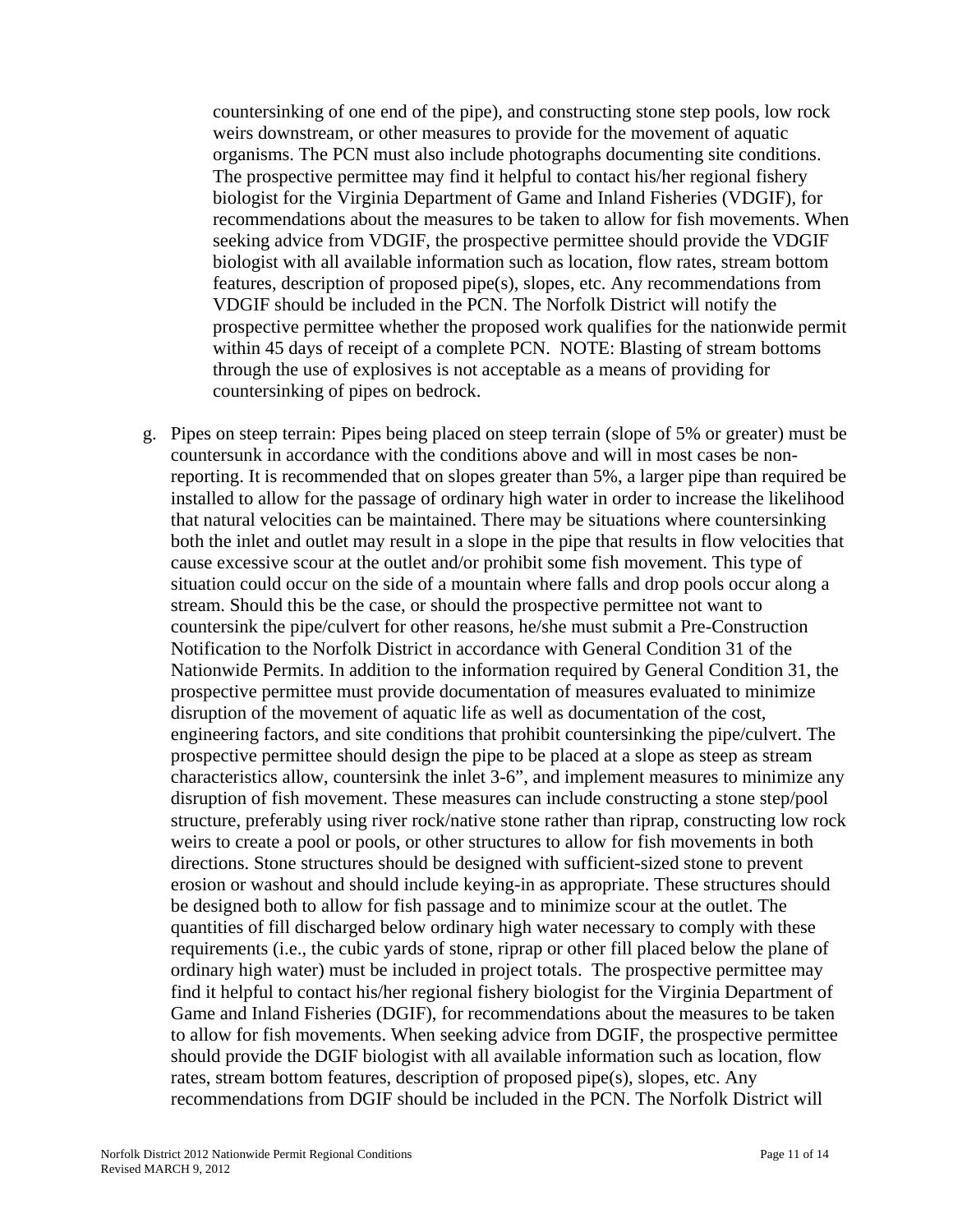countersinking of one end of the pipe), and constructing stone step pools, low rock weirs downstream, or other measures to provide for the movement of aquatic organisms. The PCN must also include photographs documenting site conditions. The prospective permittee may find it helpful to contact his/her regional fishery biologist for the Virginia Department of Game and Inland Fisheries (VDGIF), for recommendations about the measures to be taken to allow for fish movements. When seeking advice from VDGIF, the prospective permittee should provide the VDGIF biologist with all available information such as location, flow rates, stream bottom features, description of proposed pipe(s), slopes, etc. Any recommendations from VDGIF should be included in the PCN. The Norfolk District will notify the prospective permittee whether the proposed work qualifies for the nationwide permit within 45 days of receipt of a complete PCN. NOTE: Blasting of stream bottoms through the use of explosives is not acceptable as a means of providing for countersinking of pipes on bedrock.

g. Pipes on steep terrain: Pipes being placed on steep terrain (slope of 5% or greater) must be countersunk in accordance with the conditions above and will in most cases be non-reporting. It is recommended that on slopes greater than 5%, a larger pipe than required be installed to allow for the passage of ordinary high water in order to increase the likelihood that natural velocities can be maintained. There may be situations where countersinking both the inlet and outlet may result in a slope in the pipe that results in flow velocities that cause excessive scour at the outlet and/or prohibit some fish movement. This type of situation could occur on the side of a mountain where falls and drop pools occur along a stream. Should this be the case, or should the prospective permittee not want to countersink the pipe/culvert for other reasons, he/she must submit a Pre-Construction Notification to the Norfolk District in accordance with General Condition 31 of the Nationwide Permits. In addition to the information required by General Condition 31, the prospective permittee must provide documentation of measures evaluated to minimize disruption of the movement of aquatic life as well as documentation of the cost, engineering factors, and site conditions that prohibit countersinking the pipe/culvert. The prospective permittee should design the pipe to be placed at a slope as steep as stream characteristics allow, countersink the inlet 3-6", and implement measures to minimize any disruption of fish movement. These measures can include constructing a stone step/pool structure, preferably using river rock/native stone rather than riprap, constructing low rock weirs to create a pool or pools, or other structures to allow for fish movements in both directions. Stone structures should be designed with sufficient-sized stone to prevent erosion or washout and should include keying-in as appropriate. These structures should be designed both to allow for fish passage and to minimize scour at the outlet. The quantities of fill discharged below ordinary high water necessary to comply with these requirements (i.e., the cubic yards of stone, riprap or other fill placed below the plane of ordinary high water) must be included in project totals. The prospective permittee may find it helpful to contact his/her regional fishery biologist for the Virginia Department of Game and Inland Fisheries (DGIF), for recommendations about the measures to be taken to allow for fish movements. When seeking advice from DGIF, the prospective permittee should provide the DGIF biologist with all available information such as location, flow rates, stream bottom features, description of proposed pipe(s), slopes, etc. Any recommendations from DGIF should be included in the PCN. The Norfolk District will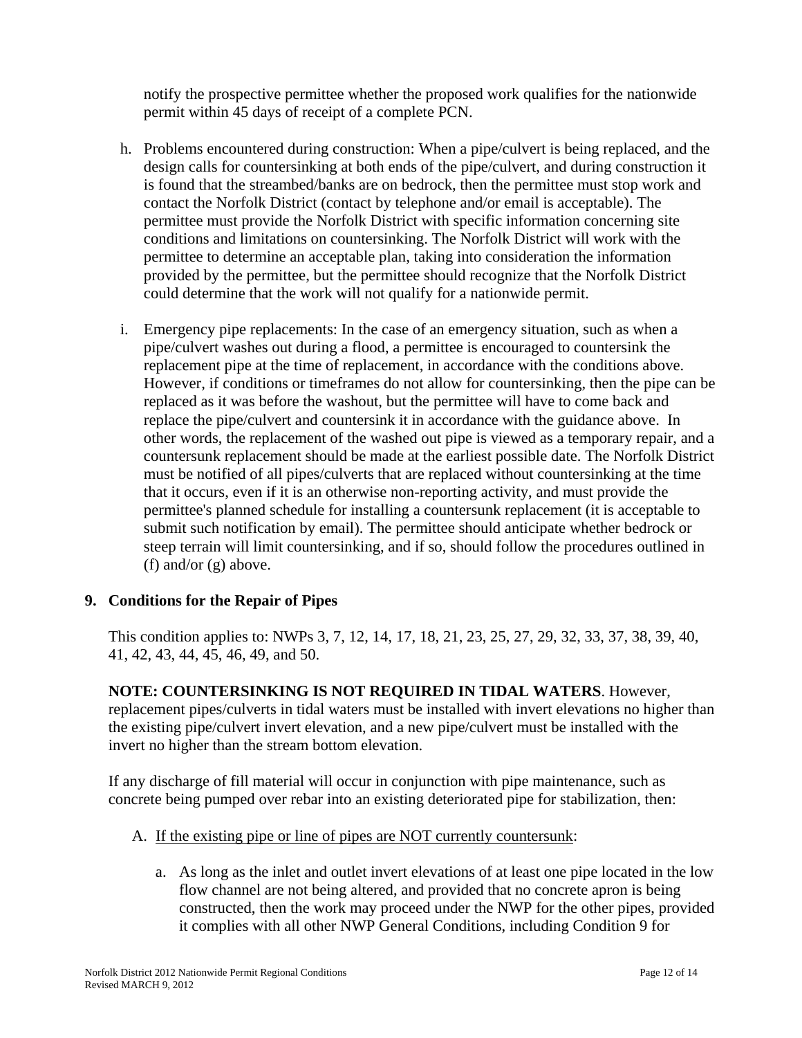notify the prospective permittee whether the proposed work qualifies for the nationwide permit within 45 days of receipt of a complete PCN.

h. Problems encountered during construction: When a pipe/culvert is being replaced, and the design calls for countersinking at both ends of the pipe/culvert, and during construction it is found that the streambed/banks are on bedrock, then the permittee must stop work and contact the Norfolk District (contact by telephone and/or email is acceptable). The permittee must provide the Norfolk District with specific information concerning site conditions and limitations on countersinking. The Norfolk District will work with the permittee to determine an acceptable plan, taking into consideration the information provided by the permittee, but the permittee should recognize that the Norfolk District could determine that the work will not qualify for a nationwide permit.

i. Emergency pipe replacements: In the case of an emergency situation, such as when a pipe/culvert washes out during a flood, a permittee is encouraged to countersink the replacement pipe at the time of replacement, in accordance with the conditions above. However, if conditions or timeframes do not allow for countersinking, then the pipe can be replaced as it was before the washout, but the permittee will have to come back and replace the pipe/culvert and countersink it in accordance with the guidance above. In other words, the replacement of the washed out pipe is viewed as a temporary repair, and a countersunk replacement should be made at the earliest possible date. The Norfolk District must be notified of all pipes/culverts that are replaced without countersinking at the time that it occurs, even if it is an otherwise non-reporting activity, and must provide the permittee's planned schedule for installing a countersunk replacement (it is acceptable to submit such notification by email). The permittee should anticipate whether bedrock or steep terrain will limit countersinking, and if so, should follow the procedures outlined in (f) and/or (g) above.

**9. Conditions for the Repair of Pipes**

This condition applies to: NWPs 3, 7, 12, 14, 17, 18, 21, 23, 25, 27, 29, 32, 33, 37, 38, 39, 40, 41, 42, 43, 44, 45, 46, 49, and 50.

**NOTE: COUNTERSINKING IS NOT REQUIRED IN TIDAL WATERS**. However, replacement pipes/culverts in tidal waters must be installed with invert elevations no higher than the existing pipe/culvert invert elevation, and a new pipe/culvert must be installed with the invert no higher than the stream bottom elevation.

If any discharge of fill material will occur in conjunction with pipe maintenance, such as concrete being pumped over rebar into an existing deteriorated pipe for stabilization, then:

A. <u>If the existing pipe or line of pipes are NOT currently countersunk</u>:

   a. As long as the inlet and outlet invert elevations of at least one pipe located in the low flow channel are not being altered, and provided that no concrete apron is being constructed, then the work may proceed under the NWP for the other pipes, provided it complies with all other NWP General Conditions, including Condition 9 for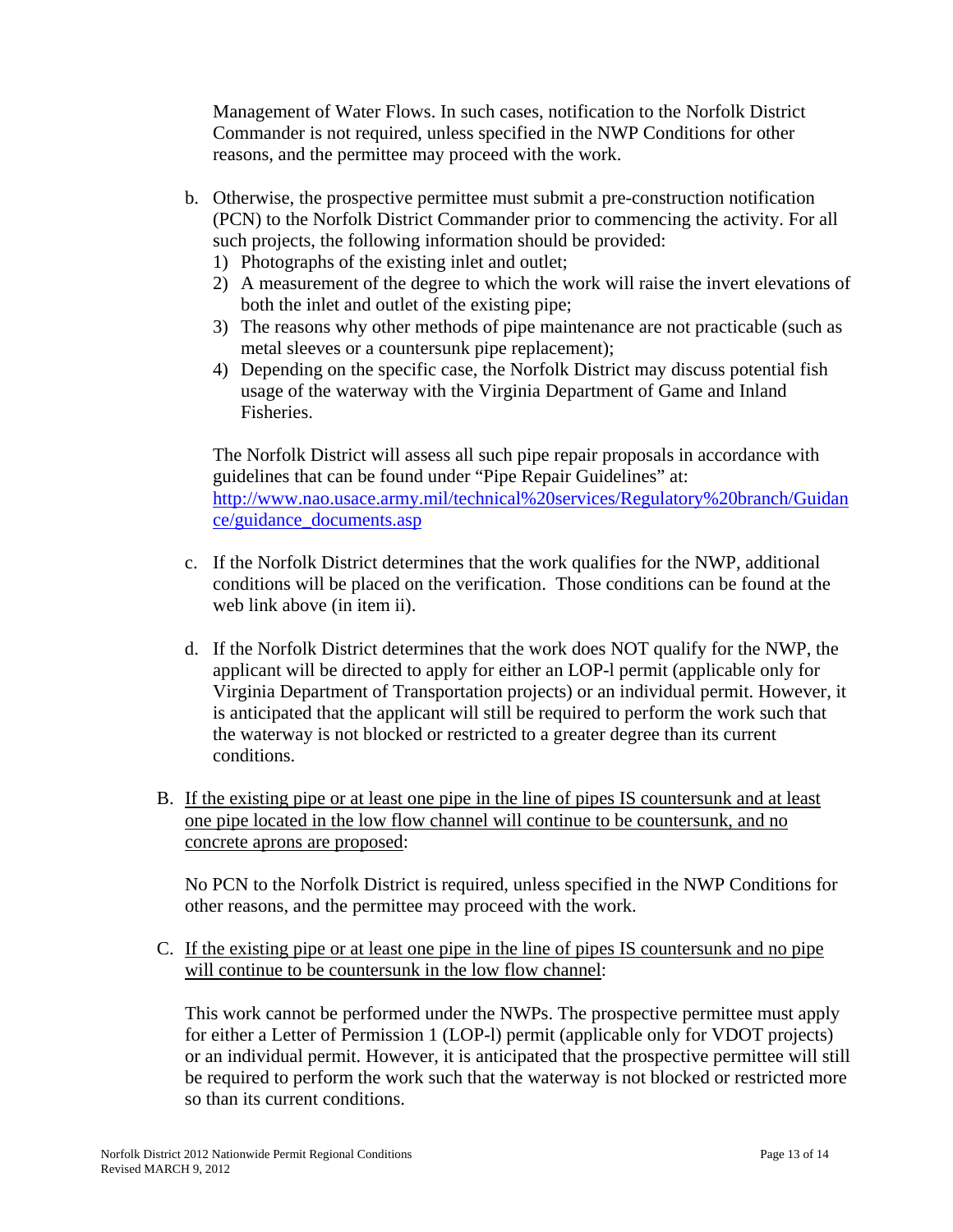Management of Water Flows. In such cases, notification to the Norfolk District Commander is not required, unless specified in the NWP Conditions for other reasons, and the permittee may proceed with the work.

b. Otherwise, the prospective permittee must submit a pre-construction notification (PCN) to the Norfolk District Commander prior to commencing the activity. For all such projects, the following information should be provided:
   1) Photographs of the existing inlet and outlet;
   2) A measurement of the degree to which the work will raise the invert elevations of both the inlet and outlet of the existing pipe;
   3) The reasons why other methods of pipe maintenance are not practicable (such as metal sleeves or a countersunk pipe replacement);
   4) Depending on the specific case, the Norfolk District may discuss potential fish usage of the waterway with the Virginia Department of Game and Inland Fisheries.

   The Norfolk District will assess all such pipe repair proposals in accordance with guidelines that can be found under "Pipe Repair Guidelines" at: [http://www.nao.usace.army.mil/technical%20services/Regulatory%20branch/Guidance/guidance_documents.asp](http://www.nao.usace.army.mil/technical%20services/Regulatory%20branch/Guidance/guidance_documents.asp)

c. If the Norfolk District determines that the work qualifies for the NWP, additional conditions will be placed on the verification. Those conditions can be found at the web link above (in item ii).

d. If the Norfolk District determines that the work does NOT qualify for the NWP, the applicant will be directed to apply for either an LOP-l permit (applicable only for Virginia Department of Transportation projects) or an individual permit. However, it is anticipated that the applicant will still be required to perform the work such that the waterway is not blocked or restricted to a greater degree than its current conditions.

B. <u>If the existing pipe or at least one pipe in the line of pipes IS countersunk and at least one pipe located in the low flow channel will continue to be countersunk, and no concrete aprons are proposed</u>:

   No PCN to the Norfolk District is required, unless specified in the NWP Conditions for other reasons, and the permittee may proceed with the work.

C. <u>If the existing pipe or at least one pipe in the line of pipes IS countersunk and no pipe will continue to be countersunk in the low flow channel</u>:

   This work cannot be performed under the NWPs. The prospective permittee must apply for either a Letter of Permission 1 (LOP-l) permit (applicable only for VDOT projects) or an individual permit. However, it is anticipated that the prospective permittee will still be required to perform the work such that the waterway is not blocked or restricted more so than its current conditions.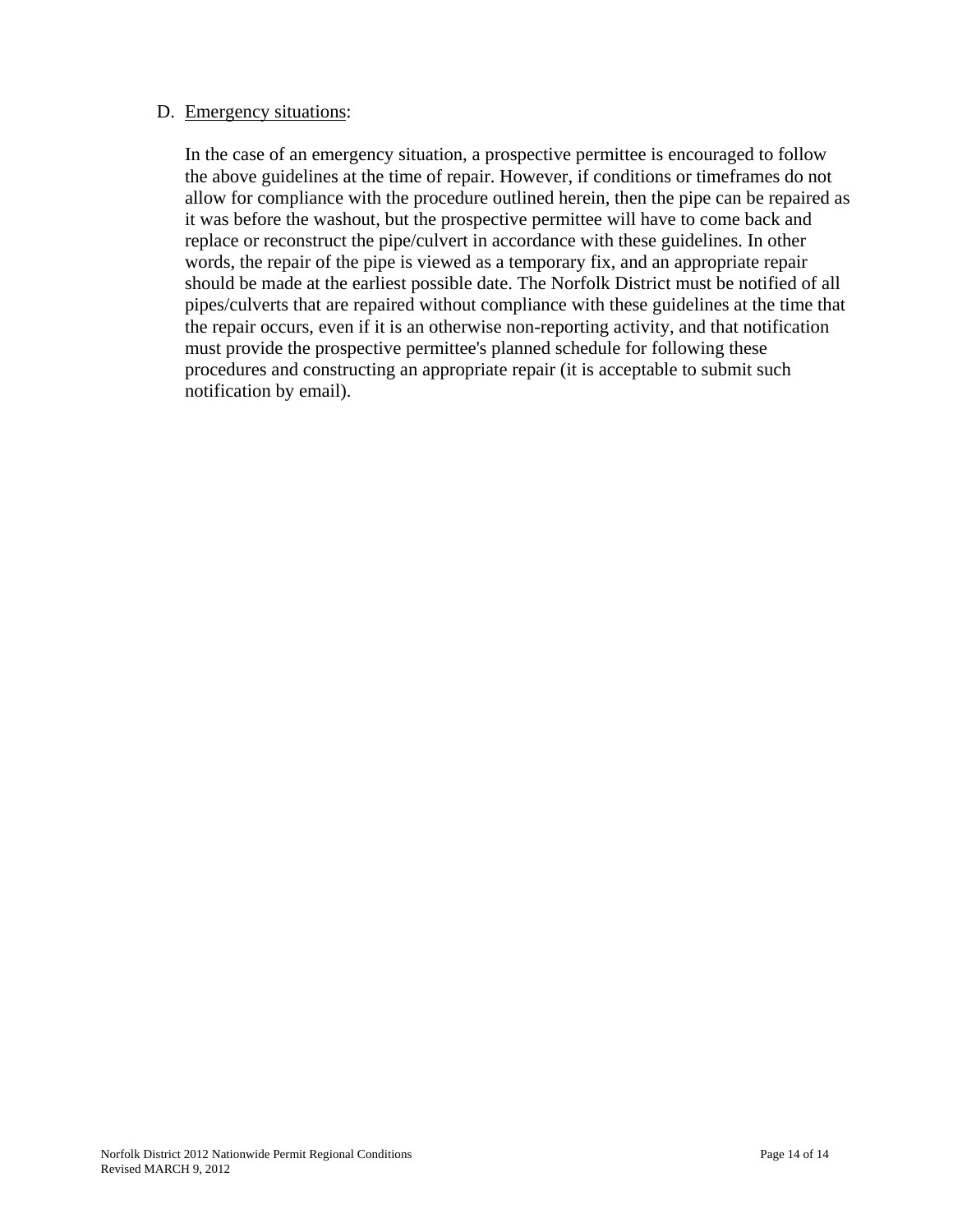D. Emergency situations:

In the case of an emergency situation, a prospective permittee is encouraged to follow the above guidelines at the time of repair. However, if conditions or timeframes do not allow for compliance with the procedure outlined herein, then the pipe can be repaired as it was before the washout, but the prospective permittee will have to come back and replace or reconstruct the pipe/culvert in accordance with these guidelines. In other words, the repair of the pipe is viewed as a temporary fix, and an appropriate repair should be made at the earliest possible date. The Norfolk District must be notified of all pipes/culverts that are repaired without compliance with these guidelines at the time that the repair occurs, even if it is an otherwise non-reporting activity, and that notification must provide the prospective permittee's planned schedule for following these procedures and constructing an appropriate repair (it is acceptable to submit such notification by email).